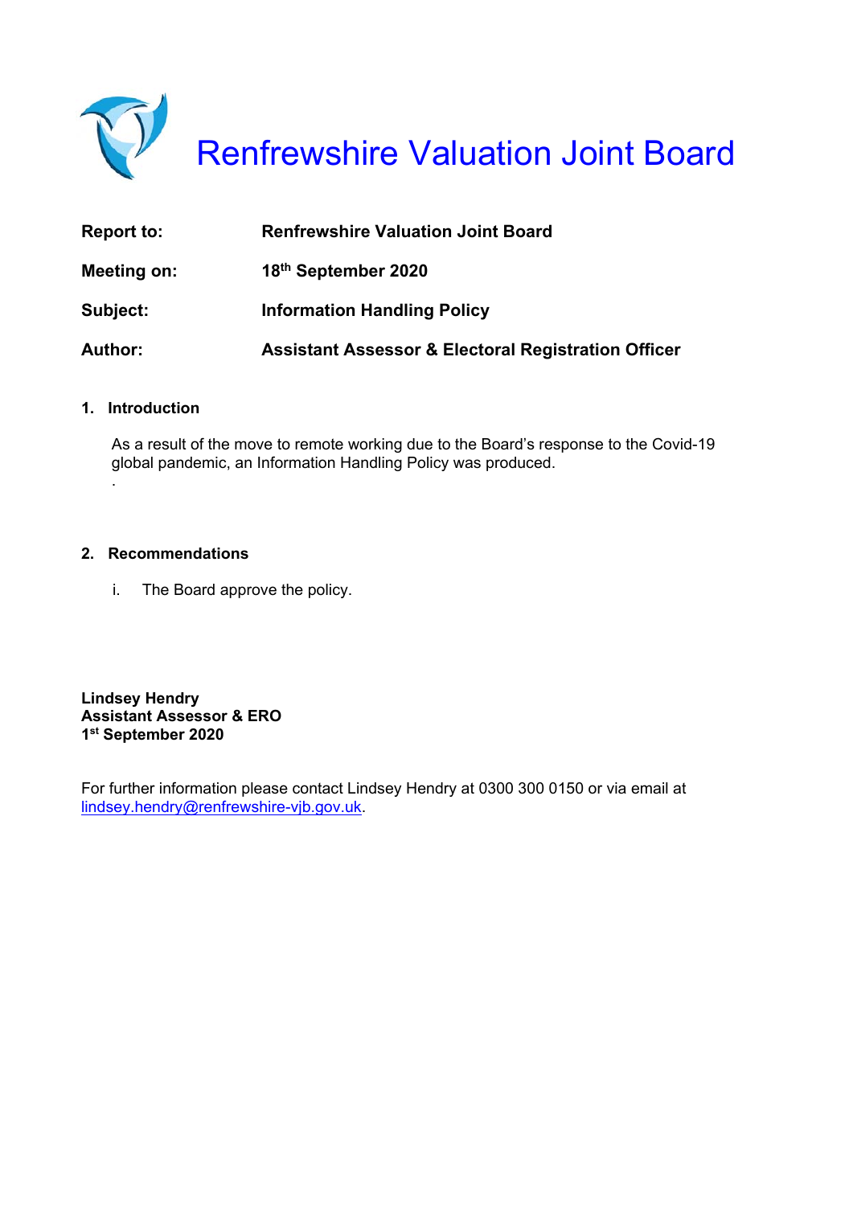# Renfrewshire Valuation Joint Board

| | |
|---|---|
| **Report to:** | **Renfrewshire Valuation Joint Board** |
| **Meeting on:** | **18th September 2020** |
| **Subject:** | **Information Handling Policy** |
| **Author:** | **Assistant Assessor & Electoral Registration Officer** |

## 1. Introduction

As a result of the move to remote working due to the Board's response to the Covid-19 global pandemic, an Information Handling Policy was produced.

## 2. Recommendations

i. The Board approve the policy.

**Lindsey Hendry**
**Assistant Assessor & ERO**
**1st September 2020**

For further information please contact Lindsey Hendry at 0300 300 0150 or via email at lindsey.hendry@renfrewshire-vjb.gov.uk.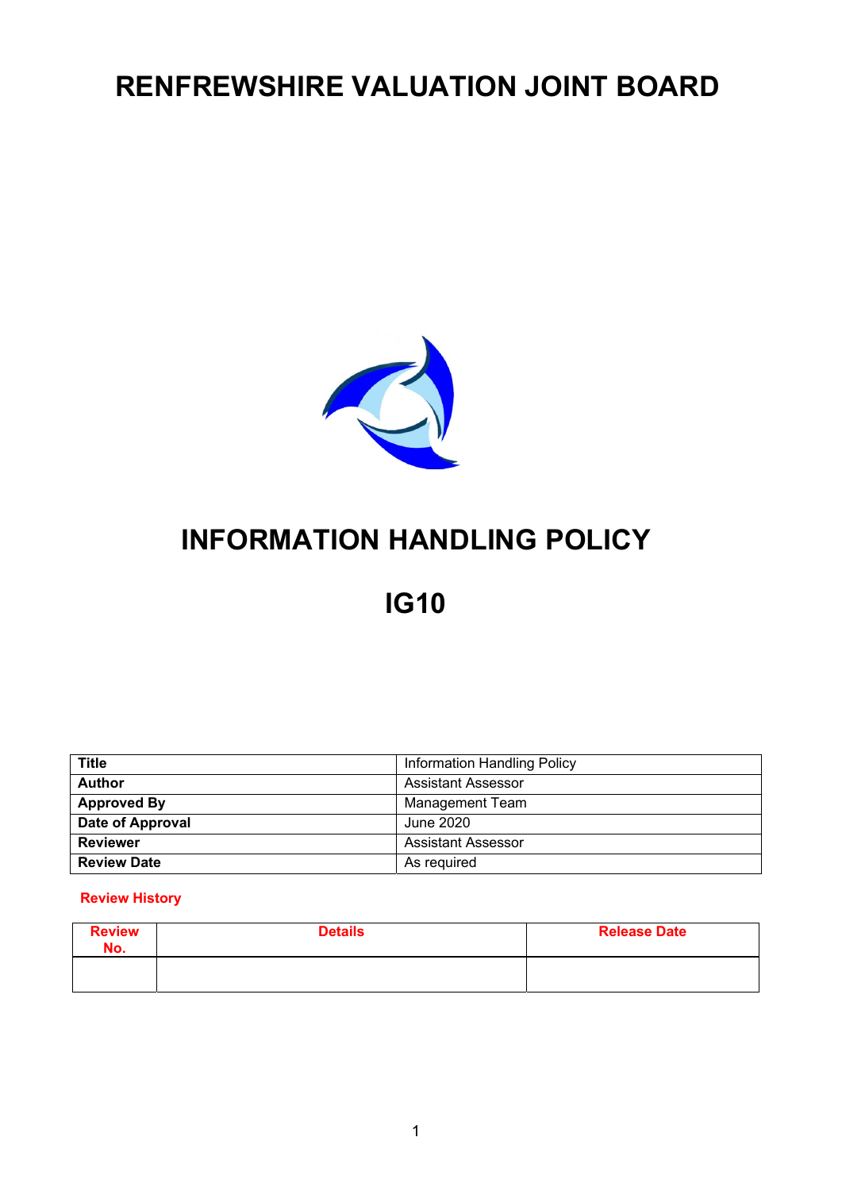# RENFREWSHIRE VALUATION JOINT BOARD

# INFORMATION HANDLING POLICY

# IG10

| Title | Information Handling Policy |
|---|---|
| Author | Assistant Assessor |
| Approved By | Management Team |
| Date of Approval | June 2020 |
| Reviewer | Assistant Assessor |
| Review Date | As required |

**Review History**

| Review No. | Details | Release Date |
|---|---|---|
| | | |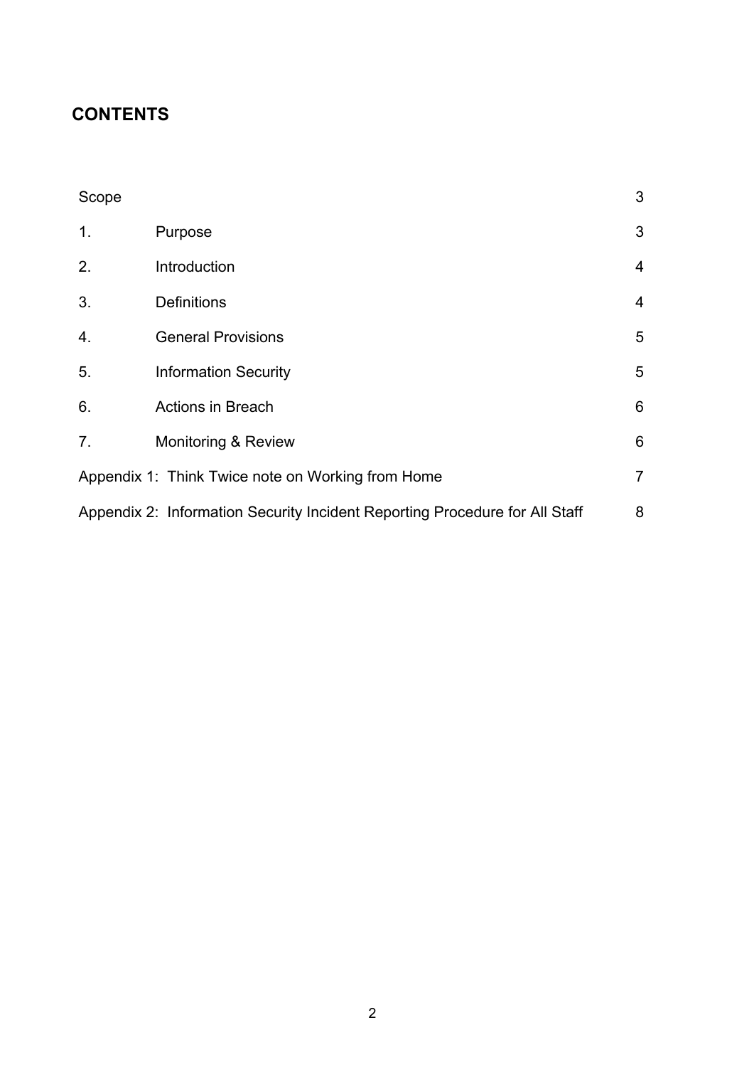## CONTENTS

| | | |
|---|---|---|
| Scope | | 3 |
| 1. | Purpose | 3 |
| 2. | Introduction | 4 |
| 3. | Definitions | 4 |
| 4. | General Provisions | 5 |
| 5. | Information Security | 5 |
| 6. | Actions in Breach | 6 |
| 7. | Monitoring & Review | 6 |
| Appendix 1: Think Twice note on Working from Home | | 7 |
| Appendix 2: Information Security Incident Reporting Procedure for All Staff | | 8 |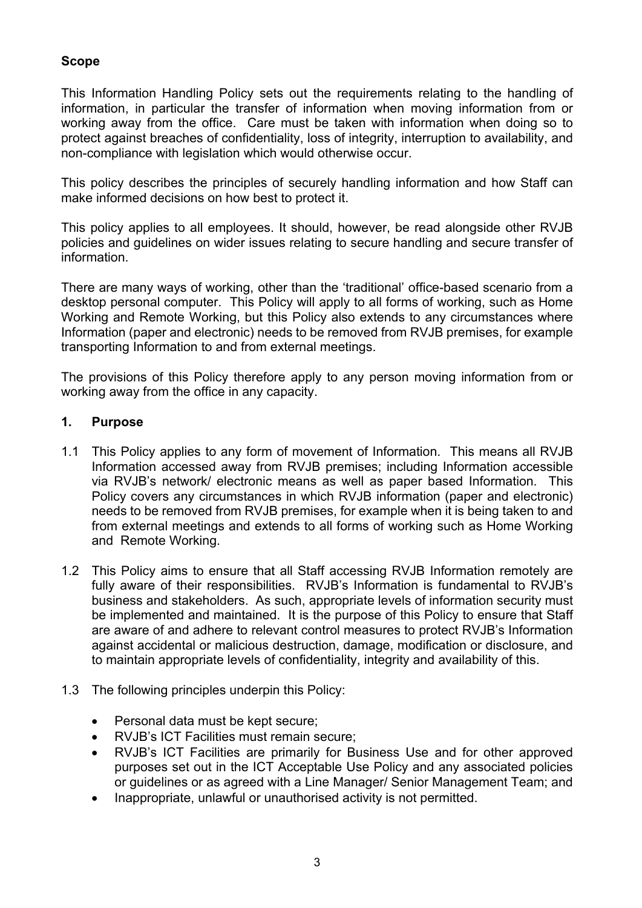## Scope

This Information Handling Policy sets out the requirements relating to the handling of information, in particular the transfer of information when moving information from or working away from the office. Care must be taken with information when doing so to protect against breaches of confidentiality, loss of integrity, interruption to availability, and non-compliance with legislation which would otherwise occur.

This policy describes the principles of securely handling information and how Staff can make informed decisions on how best to protect it.

This policy applies to all employees. It should, however, be read alongside other RVJB policies and guidelines on wider issues relating to secure handling and secure transfer of information.

There are many ways of working, other than the 'traditional' office-based scenario from a desktop personal computer. This Policy will apply to all forms of working, such as Home Working and Remote Working, but this Policy also extends to any circumstances where Information (paper and electronic) needs to be removed from RVJB premises, for example transporting Information to and from external meetings.

The provisions of this Policy therefore apply to any person moving information from or working away from the office in any capacity.

## 1. Purpose

1.1 This Policy applies to any form of movement of Information. This means all RVJB Information accessed away from RVJB premises; including Information accessible via RVJB's network/ electronic means as well as paper based Information. This Policy covers any circumstances in which RVJB information (paper and electronic) needs to be removed from RVJB premises, for example when it is being taken to and from external meetings and extends to all forms of working such as Home Working and Remote Working.

1.2 This Policy aims to ensure that all Staff accessing RVJB Information remotely are fully aware of their responsibilities. RVJB's Information is fundamental to RVJB's business and stakeholders. As such, appropriate levels of information security must be implemented and maintained. It is the purpose of this Policy to ensure that Staff are aware of and adhere to relevant control measures to protect RVJB's Information against accidental or malicious destruction, damage, modification or disclosure, and to maintain appropriate levels of confidentiality, integrity and availability of this.

1.3 The following principles underpin this Policy:

- Personal data must be kept secure;
- RVJB's ICT Facilities must remain secure;
- RVJB's ICT Facilities are primarily for Business Use and for other approved purposes set out in the ICT Acceptable Use Policy and any associated policies or guidelines or as agreed with a Line Manager/ Senior Management Team; and
- Inappropriate, unlawful or unauthorised activity is not permitted.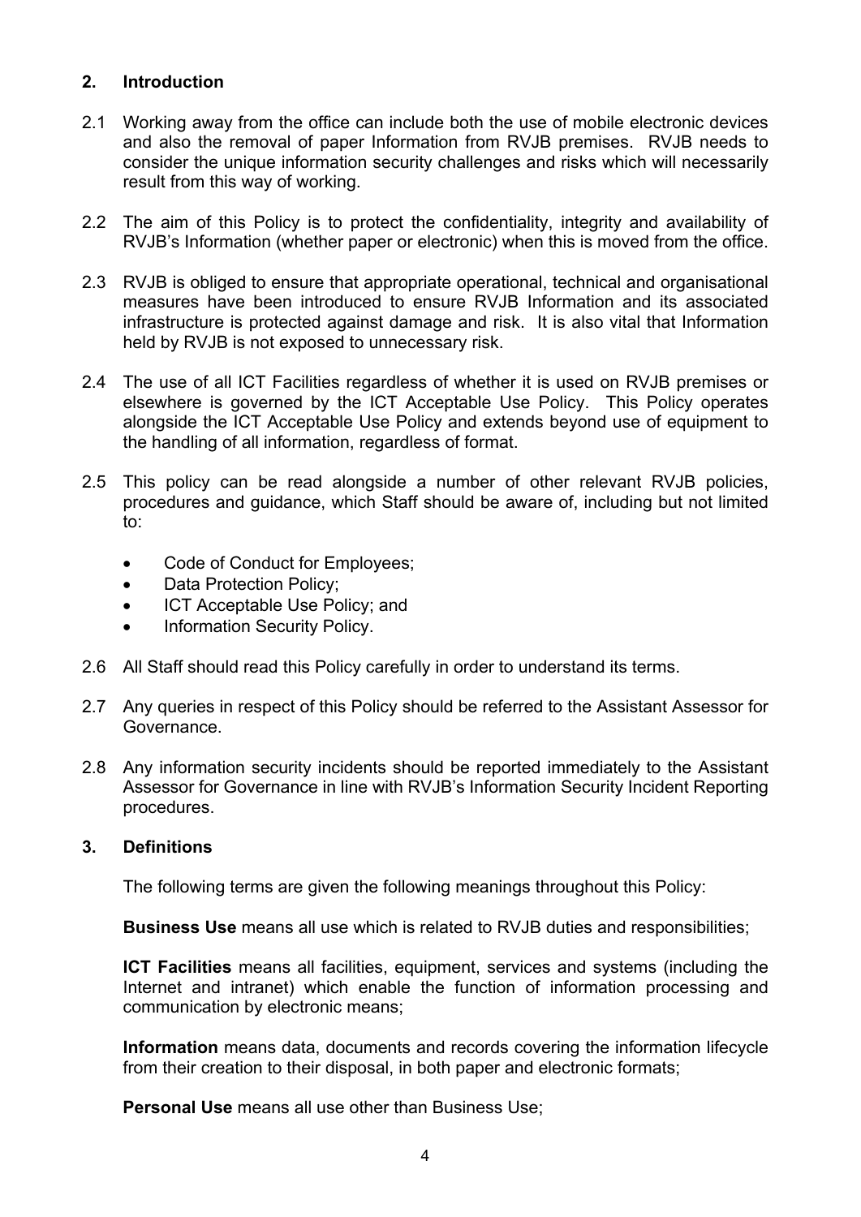## 2. Introduction

2.1 Working away from the office can include both the use of mobile electronic devices and also the removal of paper Information from RVJB premises. RVJB needs to consider the unique information security challenges and risks which will necessarily result from this way of working.

2.2 The aim of this Policy is to protect the confidentiality, integrity and availability of RVJB's Information (whether paper or electronic) when this is moved from the office.

2.3 RVJB is obliged to ensure that appropriate operational, technical and organisational measures have been introduced to ensure RVJB Information and its associated infrastructure is protected against damage and risk. It is also vital that Information held by RVJB is not exposed to unnecessary risk.

2.4 The use of all ICT Facilities regardless of whether it is used on RVJB premises or elsewhere is governed by the ICT Acceptable Use Policy. This Policy operates alongside the ICT Acceptable Use Policy and extends beyond use of equipment to the handling of all information, regardless of format.

2.5 This policy can be read alongside a number of other relevant RVJB policies, procedures and guidance, which Staff should be aware of, including but not limited to:

- Code of Conduct for Employees;
- Data Protection Policy;
- ICT Acceptable Use Policy; and
- Information Security Policy.

2.6 All Staff should read this Policy carefully in order to understand its terms.

2.7 Any queries in respect of this Policy should be referred to the Assistant Assessor for Governance.

2.8 Any information security incidents should be reported immediately to the Assistant Assessor for Governance in line with RVJB's Information Security Incident Reporting procedures.

## 3. Definitions

The following terms are given the following meanings throughout this Policy:

**Business Use** means all use which is related to RVJB duties and responsibilities;

**ICT Facilities** means all facilities, equipment, services and systems (including the Internet and intranet) which enable the function of information processing and communication by electronic means;

**Information** means data, documents and records covering the information lifecycle from their creation to their disposal, in both paper and electronic formats;

**Personal Use** means all use other than Business Use;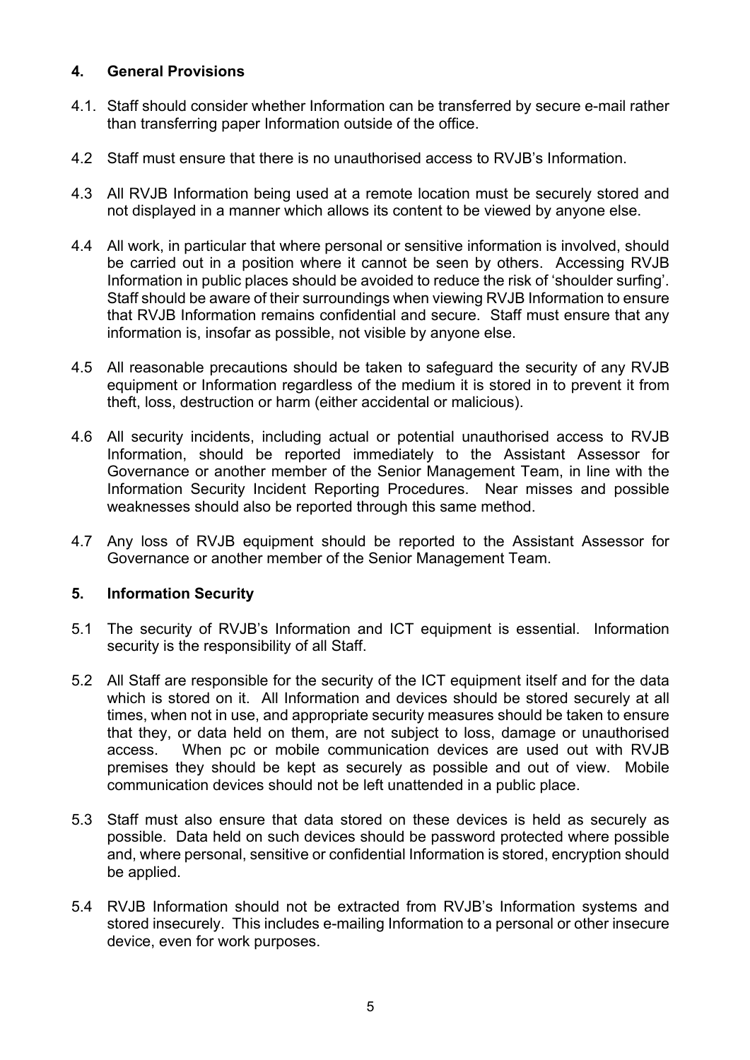## 4. General Provisions

4.1. Staff should consider whether Information can be transferred by secure e-mail rather than transferring paper Information outside of the office.

4.2 Staff must ensure that there is no unauthorised access to RVJB's Information.

4.3 All RVJB Information being used at a remote location must be securely stored and not displayed in a manner which allows its content to be viewed by anyone else.

4.4 All work, in particular that where personal or sensitive information is involved, should be carried out in a position where it cannot be seen by others. Accessing RVJB Information in public places should be avoided to reduce the risk of 'shoulder surfing'. Staff should be aware of their surroundings when viewing RVJB Information to ensure that RVJB Information remains confidential and secure. Staff must ensure that any information is, insofar as possible, not visible by anyone else.

4.5 All reasonable precautions should be taken to safeguard the security of any RVJB equipment or Information regardless of the medium it is stored in to prevent it from theft, loss, destruction or harm (either accidental or malicious).

4.6 All security incidents, including actual or potential unauthorised access to RVJB Information, should be reported immediately to the Assistant Assessor for Governance or another member of the Senior Management Team, in line with the Information Security Incident Reporting Procedures. Near misses and possible weaknesses should also be reported through this same method.

4.7 Any loss of RVJB equipment should be reported to the Assistant Assessor for Governance or another member of the Senior Management Team.

## 5. Information Security

5.1 The security of RVJB's Information and ICT equipment is essential. Information security is the responsibility of all Staff.

5.2 All Staff are responsible for the security of the ICT equipment itself and for the data which is stored on it. All Information and devices should be stored securely at all times, when not in use, and appropriate security measures should be taken to ensure that they, or data held on them, are not subject to loss, damage or unauthorised access. When pc or mobile communication devices are used out with RVJB premises they should be kept as securely as possible and out of view. Mobile communication devices should not be left unattended in a public place.

5.3 Staff must also ensure that data stored on these devices is held as securely as possible. Data held on such devices should be password protected where possible and, where personal, sensitive or confidential Information is stored, encryption should be applied.

5.4 RVJB Information should not be extracted from RVJB's Information systems and stored insecurely. This includes e-mailing Information to a personal or other insecure device, even for work purposes.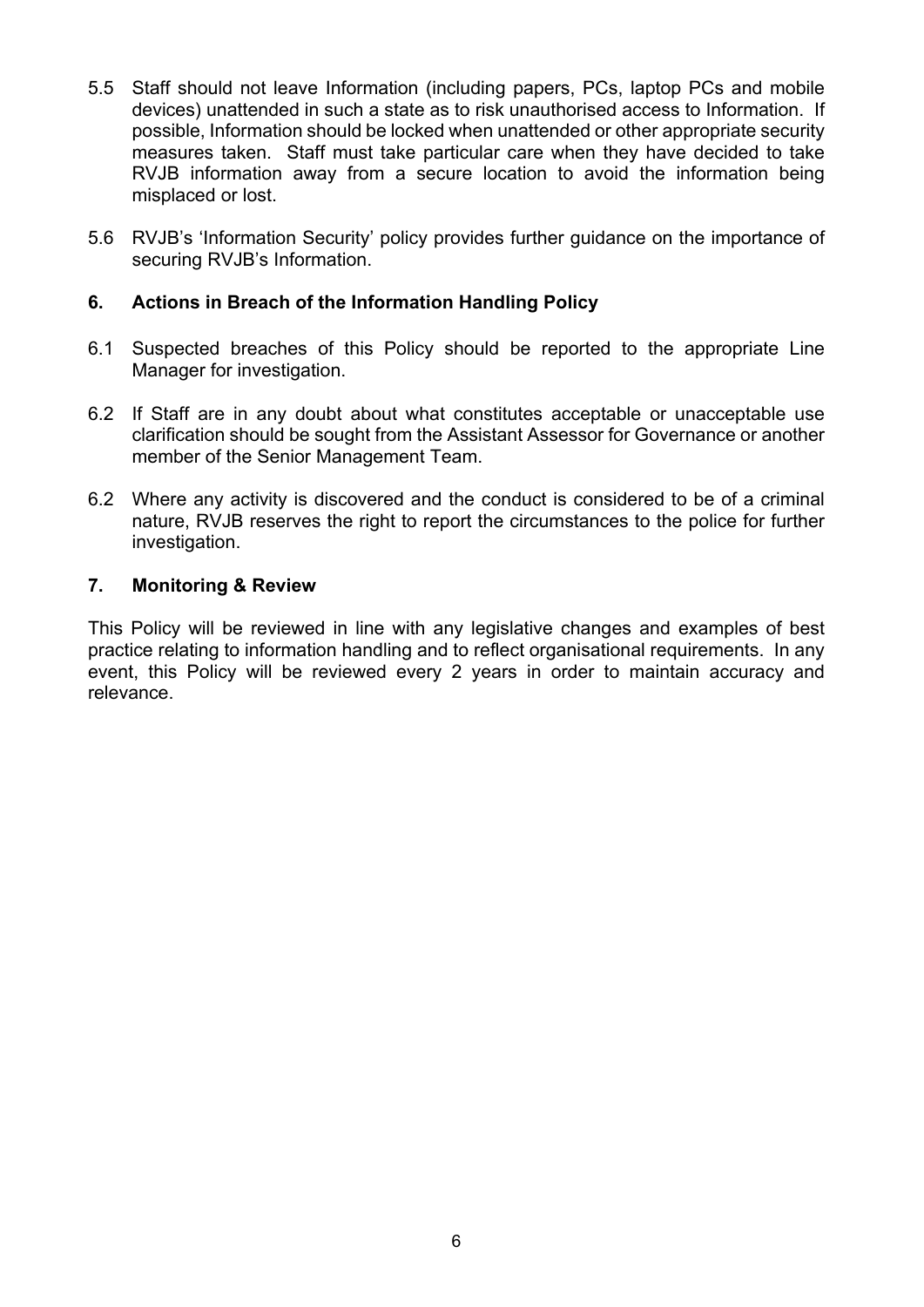5.5 Staff should not leave Information (including papers, PCs, laptop PCs and mobile devices) unattended in such a state as to risk unauthorised access to Information. If possible, Information should be locked when unattended or other appropriate security measures taken. Staff must take particular care when they have decided to take RVJB information away from a secure location to avoid the information being misplaced or lost.

5.6 RVJB's 'Information Security' policy provides further guidance on the importance of securing RVJB's Information.

## 6. Actions in Breach of the Information Handling Policy

6.1 Suspected breaches of this Policy should be reported to the appropriate Line Manager for investigation.

6.2 If Staff are in any doubt about what constitutes acceptable or unacceptable use clarification should be sought from the Assistant Assessor for Governance or another member of the Senior Management Team.

6.2 Where any activity is discovered and the conduct is considered to be of a criminal nature, RVJB reserves the right to report the circumstances to the police for further investigation.

## 7. Monitoring & Review

This Policy will be reviewed in line with any legislative changes and examples of best practice relating to information handling and to reflect organisational requirements. In any event, this Policy will be reviewed every 2 years in order to maintain accuracy and relevance.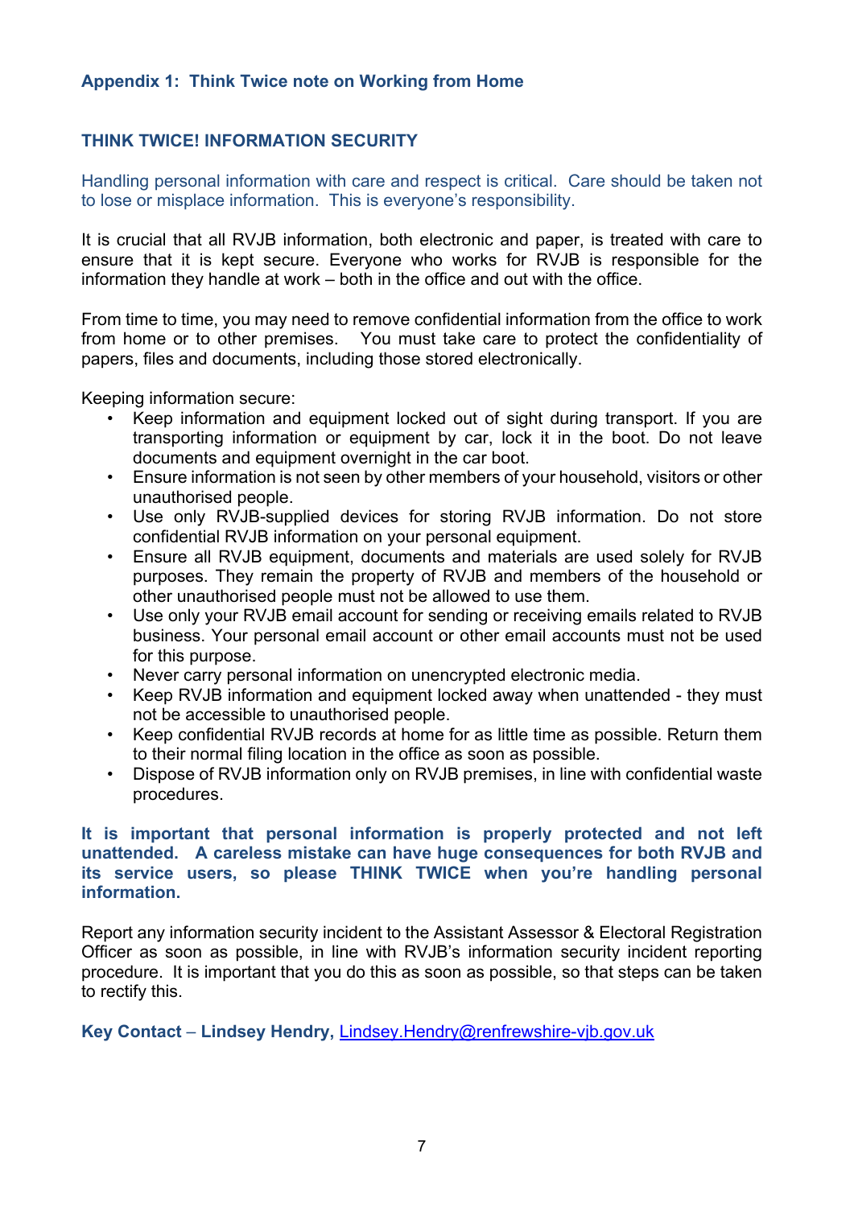## Appendix 1: Think Twice note on Working from Home

### THINK TWICE! INFORMATION SECURITY

Handling personal information with care and respect is critical. Care should be taken not to lose or misplace information. This is everyone's responsibility.

It is crucial that all RVJB information, both electronic and paper, is treated with care to ensure that it is kept secure. Everyone who works for RVJB is responsible for the information they handle at work – both in the office and out with the office.

From time to time, you may need to remove confidential information from the office to work from home or to other premises. You must take care to protect the confidentiality of papers, files and documents, including those stored electronically.

Keeping information secure:

- Keep information and equipment locked out of sight during transport. If you are transporting information or equipment by car, lock it in the boot. Do not leave documents and equipment overnight in the car boot.
- Ensure information is not seen by other members of your household, visitors or other unauthorised people.
- Use only RVJB-supplied devices for storing RVJB information. Do not store confidential RVJB information on your personal equipment.
- Ensure all RVJB equipment, documents and materials are used solely for RVJB purposes. They remain the property of RVJB and members of the household or other unauthorised people must not be allowed to use them.
- Use only your RVJB email account for sending or receiving emails related to RVJB business. Your personal email account or other email accounts must not be used for this purpose.
- Never carry personal information on unencrypted electronic media.
- Keep RVJB information and equipment locked away when unattended - they must not be accessible to unauthorised people.
- Keep confidential RVJB records at home for as little time as possible. Return them to their normal filing location in the office as soon as possible.
- Dispose of RVJB information only on RVJB premises, in line with confidential waste procedures.

**It is important that personal information is properly protected and not left unattended. A careless mistake can have huge consequences for both RVJB and its service users, so please THINK TWICE when you're handling personal information.**

Report any information security incident to the Assistant Assessor & Electoral Registration Officer as soon as possible, in line with RVJB's information security incident reporting procedure. It is important that you do this as soon as possible, so that steps can be taken to rectify this.

**Key Contact – Lindsey Hendry,** Lindsey.Hendry@renfrewshire-vjb.gov.uk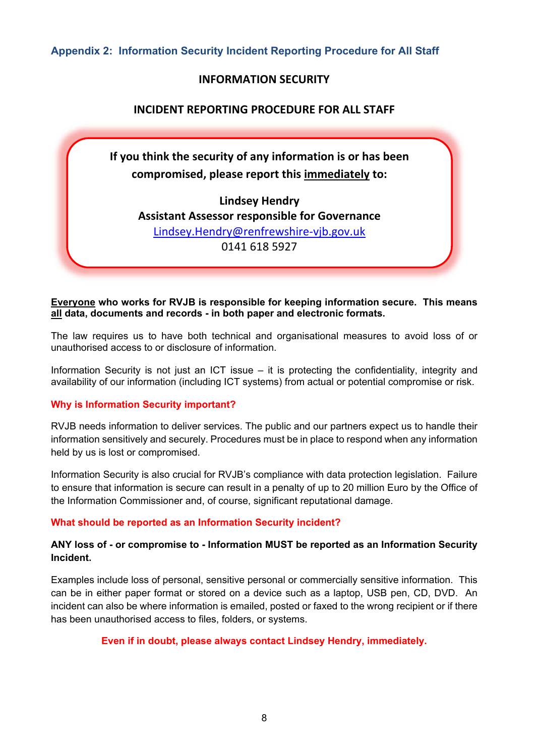## Appendix 2: Information Security Incident Reporting Procedure for All Staff

### INFORMATION SECURITY

### INCIDENT REPORTING PROCEDURE FOR ALL STAFF

**If you think the security of any information is or has been compromised, please report this immediately to:**

**Lindsey Hendry**
**Assistant Assessor responsible for Governance**
[Lindsey.Hendry@renfrewshire-vjb.gov.uk](mailto:Lindsey.Hendry@renfrewshire-vjb.gov.uk)
0141 618 5927

**Everyone who works for RVJB is responsible for keeping information secure. This means all data, documents and records - in both paper and electronic formats.**

The law requires us to have both technical and organisational measures to avoid loss of or unauthorised access to or disclosure of information.

Information Security is not just an ICT issue – it is protecting the confidentiality, integrity and availability of our information (including ICT systems) from actual or potential compromise or risk.

#### Why is Information Security important?

RVJB needs information to deliver services. The public and our partners expect us to handle their information sensitively and securely. Procedures must be in place to respond when any information held by us is lost or compromised.

Information Security is also crucial for RVJB's compliance with data protection legislation. Failure to ensure that information is secure can result in a penalty of up to 20 million Euro by the Office of the Information Commissioner and, of course, significant reputational damage.

#### What should be reported as an Information Security incident?

**ANY loss of - or compromise to - Information MUST be reported as an Information Security Incident.**

Examples include loss of personal, sensitive personal or commercially sensitive information. This can be in either paper format or stored on a device such as a laptop, USB pen, CD, DVD. An incident can also be where information is emailed, posted or faxed to the wrong recipient or if there has been unauthorised access to files, folders, or systems.

**Even if in doubt, please always contact Lindsey Hendry, immediately.**